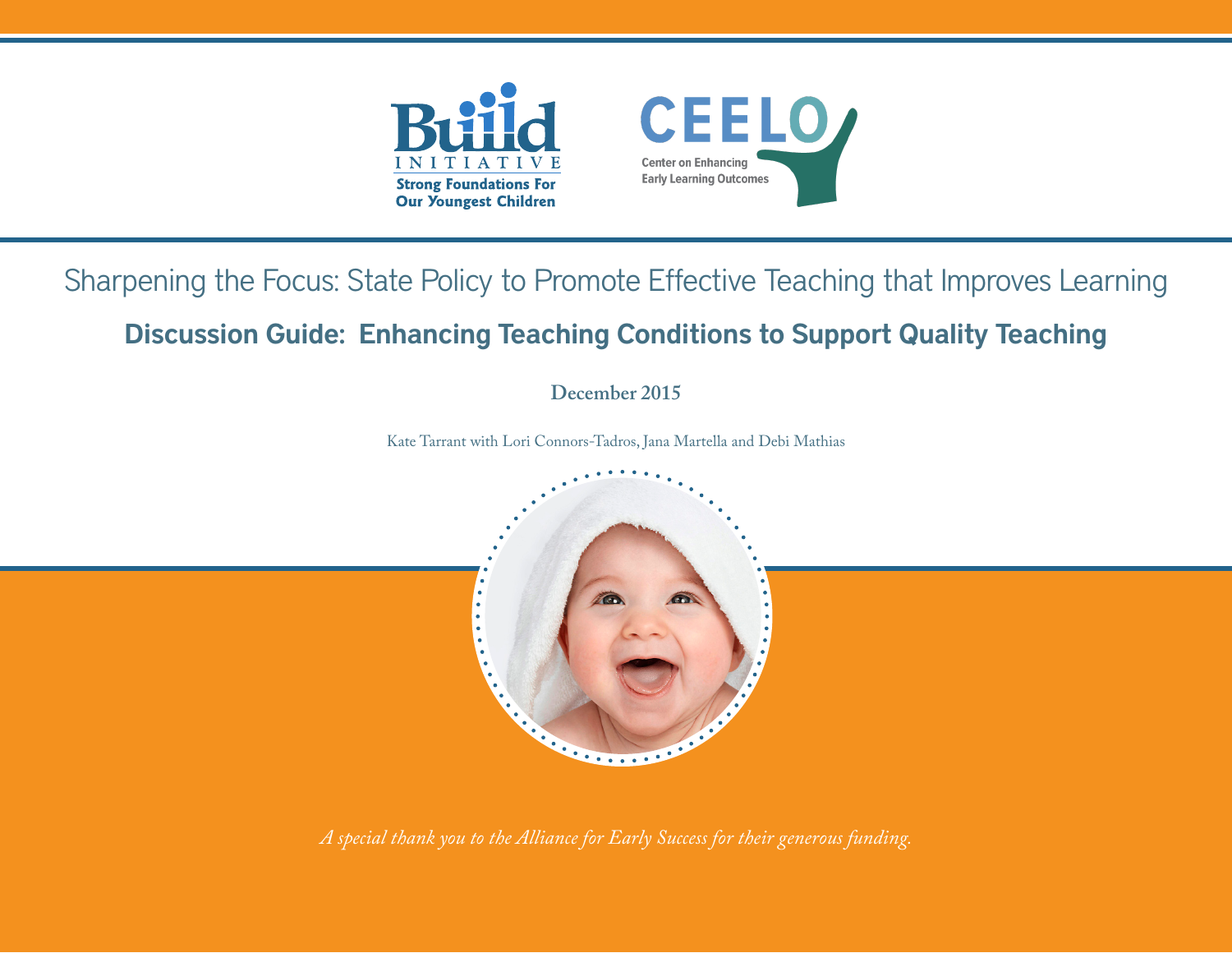Build INITIATIVE

Strong Foundations For Our Youngest Children

CEELO

Center on Enhancing Early Learning Outcomes

# Sharpening the Focus: State Policy to Promote Effective Teaching that Improves Learning

## Discussion Guide: Enhancing Teaching Conditions to Support Quality Teaching

**December 2015**

Kate Tarrant with Lori Connors-Tadros, Jana Martella and Debi Mathias

*A special thank you to the Alliance for Early Success for their generous funding.*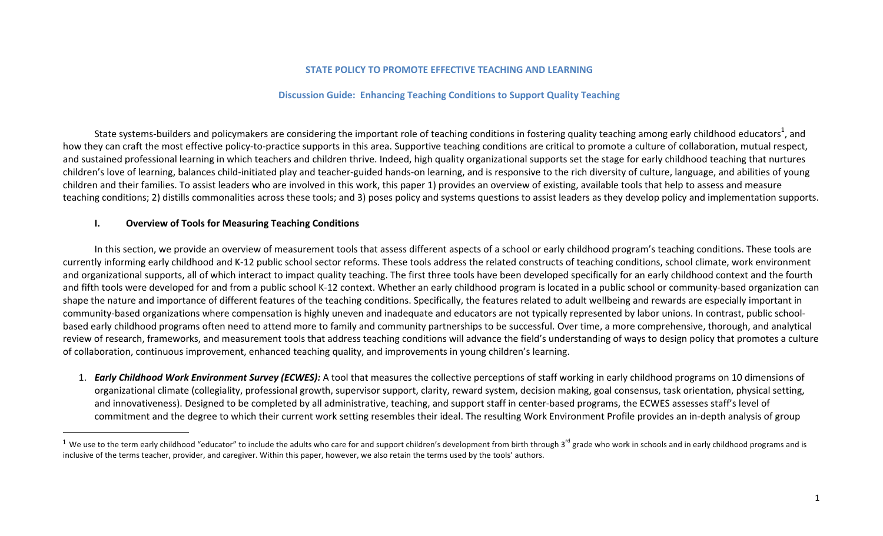**STATE POLICY TO PROMOTE EFFECTIVE TEACHING AND LEARNING**

**Discussion Guide: Enhancing Teaching Conditions to Support Quality Teaching**

State systems-builders and policymakers are considering the important role of teaching conditions in fostering quality teaching among early childhood educators[1], and how they can craft the most effective policy-to-practice supports in this area. Supportive teaching conditions are critical to promote a culture of collaboration, mutual respect, and sustained professional learning in which teachers and children thrive. Indeed, high quality organizational supports set the stage for early childhood teaching that nurtures children's love of learning, balances child-initiated play and teacher-guided hands-on learning, and is responsive to the rich diversity of culture, language, and abilities of young children and their families. To assist leaders who are involved in this work, this paper 1) provides an overview of existing, available tools that help to assess and measure teaching conditions; 2) distills commonalities across these tools; and 3) poses policy and systems questions to assist leaders as they develop policy and implementation supports.

## I. Overview of Tools for Measuring Teaching Conditions

In this section, we provide an overview of measurement tools that assess different aspects of a school or early childhood program's teaching conditions. These tools are currently informing early childhood and K-12 public school sector reforms. These tools address the related constructs of teaching conditions, school climate, work environment and organizational supports, all of which interact to impact quality teaching. The first three tools have been developed specifically for an early childhood context and the fourth and fifth tools were developed for and from a public school K-12 context. Whether an early childhood program is located in a public school or community-based organization can shape the nature and importance of different features of the teaching conditions. Specifically, the features related to adult wellbeing and rewards are especially important in community-based organizations where compensation is highly uneven and inadequate and educators are not typically represented by labor unions. In contrast, public school-based early childhood programs often need to attend more to family and community partnerships to be successful. Over time, a more comprehensive, thorough, and analytical review of research, frameworks, and measurement tools that address teaching conditions will advance the field's understanding of ways to design policy that promotes a culture of collaboration, continuous improvement, enhanced teaching quality, and improvements in young children's learning.

1. ***Early Childhood Work Environment Survey (ECWES):*** A tool that measures the collective perceptions of staff working in early childhood programs on 10 dimensions of organizational climate (collegiality, professional growth, supervisor support, clarity, reward system, decision making, goal consensus, task orientation, physical setting, and innovativeness). Designed to be completed by all administrative, teaching, and support staff in center-based programs, the ECWES assesses staff's level of commitment and the degree to which their current work setting resembles their ideal. The resulting Work Environment Profile provides an in-depth analysis of group

[1] We use to the term early childhood "educator" to include the adults who care for and support children's development from birth through 3rd grade who work in schools and in early childhood programs and is inclusive of the terms teacher, provider, and caregiver. Within this paper, however, we also retain the terms used by the tools' authors.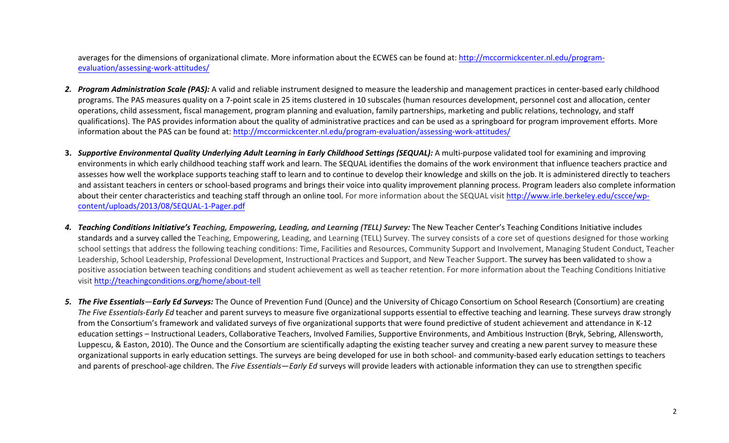averages for the dimensions of organizational climate. More information about the ECWES can be found at: [http://mccormickcenter.nl.edu/program-evaluation/assessing-work-attitudes/](http://mccormickcenter.nl.edu/program-evaluation/assessing-work-attitudes/)

2. ***Program Administration Scale (PAS):*** A valid and reliable instrument designed to measure the leadership and management practices in center-based early childhood programs. The PAS measures quality on a 7-point scale in 25 items clustered in 10 subscales (human resources development, personnel cost and allocation, center operations, child assessment, fiscal management, program planning and evaluation, family partnerships, marketing and public relations, technology, and staff qualifications). The PAS provides information about the quality of administrative practices and can be used as a springboard for program improvement efforts. More information about the PAS can be found at: [http://mccormickcenter.nl.edu/program-evaluation/assessing-work-attitudes/](http://mccormickcenter.nl.edu/program-evaluation/assessing-work-attitudes/)

3. ***Supportive Environmental Quality Underlying Adult Learning in Early Childhood Settings (SEQUAL):*** A multi-purpose validated tool for examining and improving environments in which early childhood teaching staff work and learn. The SEQUAL identifies the domains of the work environment that influence teachers practice and assesses how well the workplace supports teaching staff to learn and to continue to develop their knowledge and skills on the job. It is administered directly to teachers and assistant teachers in centers or school-based programs and brings their voice into quality improvement planning process. Program leaders also complete information about their center characteristics and teaching staff through an online tool. For more information about the SEQUAL visit [http://www.irle.berkeley.edu/cscce/wp-content/uploads/2013/08/SEQUAL-1-Pager.pdf](http://www.irle.berkeley.edu/cscce/wp-content/uploads/2013/08/SEQUAL-1-Pager.pdf)

4. ***Teaching Conditions Initiative's Teaching, Empowering, Leading, and Learning (TELL) Survey:*** The New Teacher Center's Teaching Conditions Initiative includes standards and a survey called the Teaching, Empowering, Leading, and Learning (TELL) Survey. The survey consists of a core set of questions designed for those working school settings that address the following teaching conditions: Time, Facilities and Resources, Community Support and Involvement, Managing Student Conduct, Teacher Leadership, School Leadership, Professional Development, Instructional Practices and Support, and New Teacher Support. The survey has been validated to show a positive association between teaching conditions and student achievement as well as teacher retention. For more information about the Teaching Conditions Initiative visit [http://teachingconditions.org/home/about-tell](http://teachingconditions.org/home/about-tell)

5. ***The Five Essentials—Early Ed Surveys:*** The Ounce of Prevention Fund (Ounce) and the University of Chicago Consortium on School Research (Consortium) are creating *The Five Essentials-Early Ed* teacher and parent surveys to measure five organizational supports essential to effective teaching and learning. These surveys draw strongly from the Consortium's framework and validated surveys of five organizational supports that were found predictive of student achievement and attendance in K-12 education settings – Instructional Leaders, Collaborative Teachers, Involved Families, Supportive Environments, and Ambitious Instruction (Bryk, Sebring, Allensworth, Luppescu, & Easton, 2010). The Ounce and the Consortium are scientifically adapting the existing teacher survey and creating a new parent survey to measure these organizational supports in early education settings. The surveys are being developed for use in both school- and community-based early education settings to teachers and parents of preschool-age children. The *Five Essentials—Early Ed* surveys will provide leaders with actionable information they can use to strengthen specific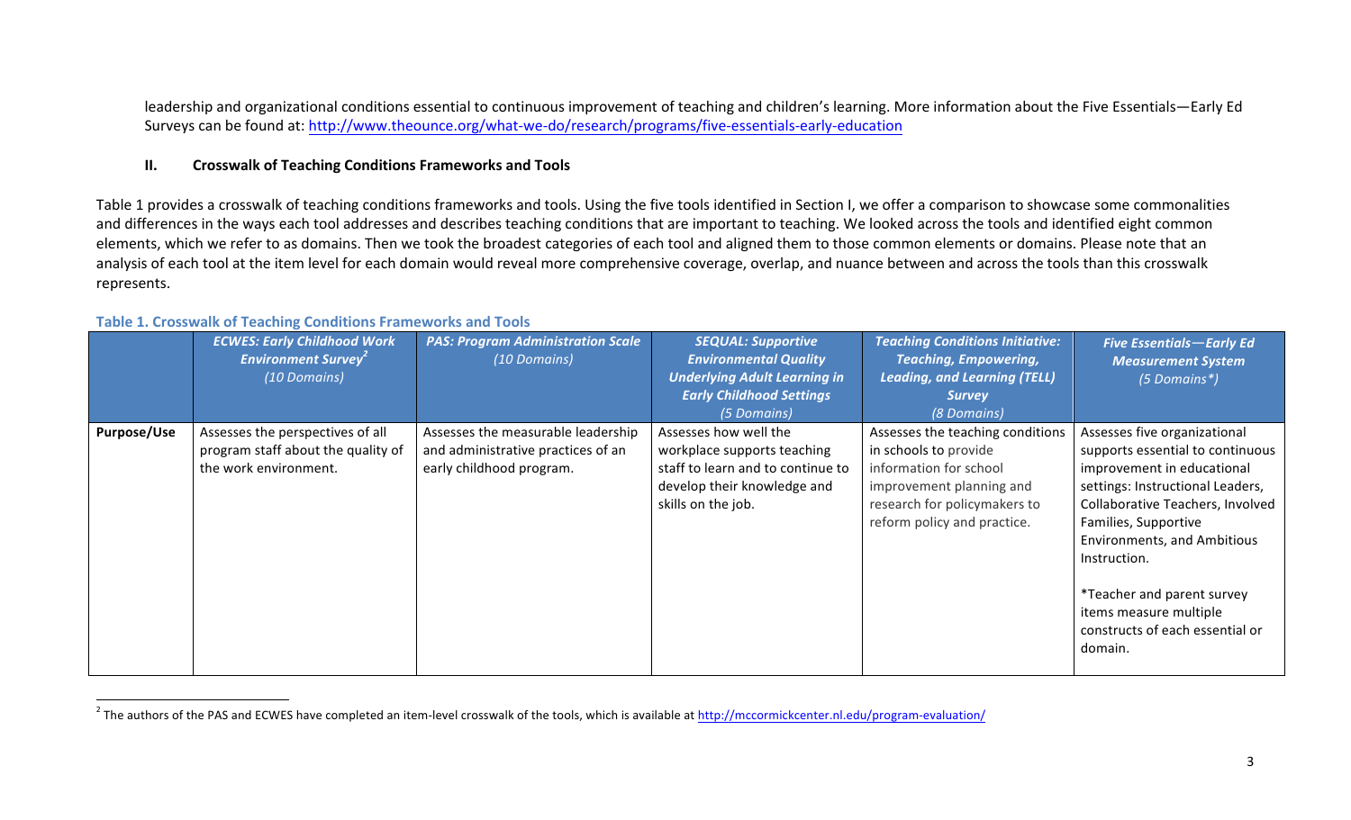leadership and organizational conditions essential to continuous improvement of teaching and children's learning. More information about the Five Essentials—Early Ed Surveys can be found at: http://www.theounce.org/what-we-do/research/programs/five-essentials-early-education

## II. Crosswalk of Teaching Conditions Frameworks and Tools

Table 1 provides a crosswalk of teaching conditions frameworks and tools. Using the five tools identified in Section I, we offer a comparison to showcase some commonalities and differences in the ways each tool addresses and describes teaching conditions that are important to teaching. We looked across the tools and identified eight common elements, which we refer to as domains. Then we took the broadest categories of each tool and aligned them to those common elements or domains. Please note that an analysis of each tool at the item level for each domain would reveal more comprehensive coverage, overlap, and nuance between and across the tools than this crosswalk represents.

**Table 1. Crosswalk of Teaching Conditions Frameworks and Tools**

| | ***ECWES: Early Childhood Work Environment Survey***[2] *(10 Domains)* | ***PAS: Program Administration Scale*** *(10 Domains)* | ***SEQUAL: Supportive Environmental Quality Underlying Adult Learning in Early Childhood Settings*** *(5 Domains)* | ***Teaching Conditions Initiative: Teaching, Empowering, Leading, and Learning (TELL) Survey*** *(8 Domains)* | ***Five Essentials—Early Ed Measurement System*** *(5 Domains\*)* |
|---|---|---|---|---|---|
| **Purpose/Use** | Assesses the perspectives of all program staff about the quality of the work environment. | Assesses the measurable leadership and administrative practices of an early childhood program. | Assesses how well the workplace supports teaching staff to learn and to continue to develop their knowledge and skills on the job. | Assesses the teaching conditions in schools to provide information for school improvement planning and research for policymakers to reform policy and practice. | Assesses five organizational supports essential to continuous improvement in educational settings: Instructional Leaders, Collaborative Teachers, Involved Families, Supportive Environments, and Ambitious Instruction. <br><br> \*Teacher and parent survey items measure multiple constructs of each essential or domain. |

[2] The authors of the PAS and ECWES have completed an item-level crosswalk of the tools, which is available at http://mccormickcenter.nl.edu/program-evaluation/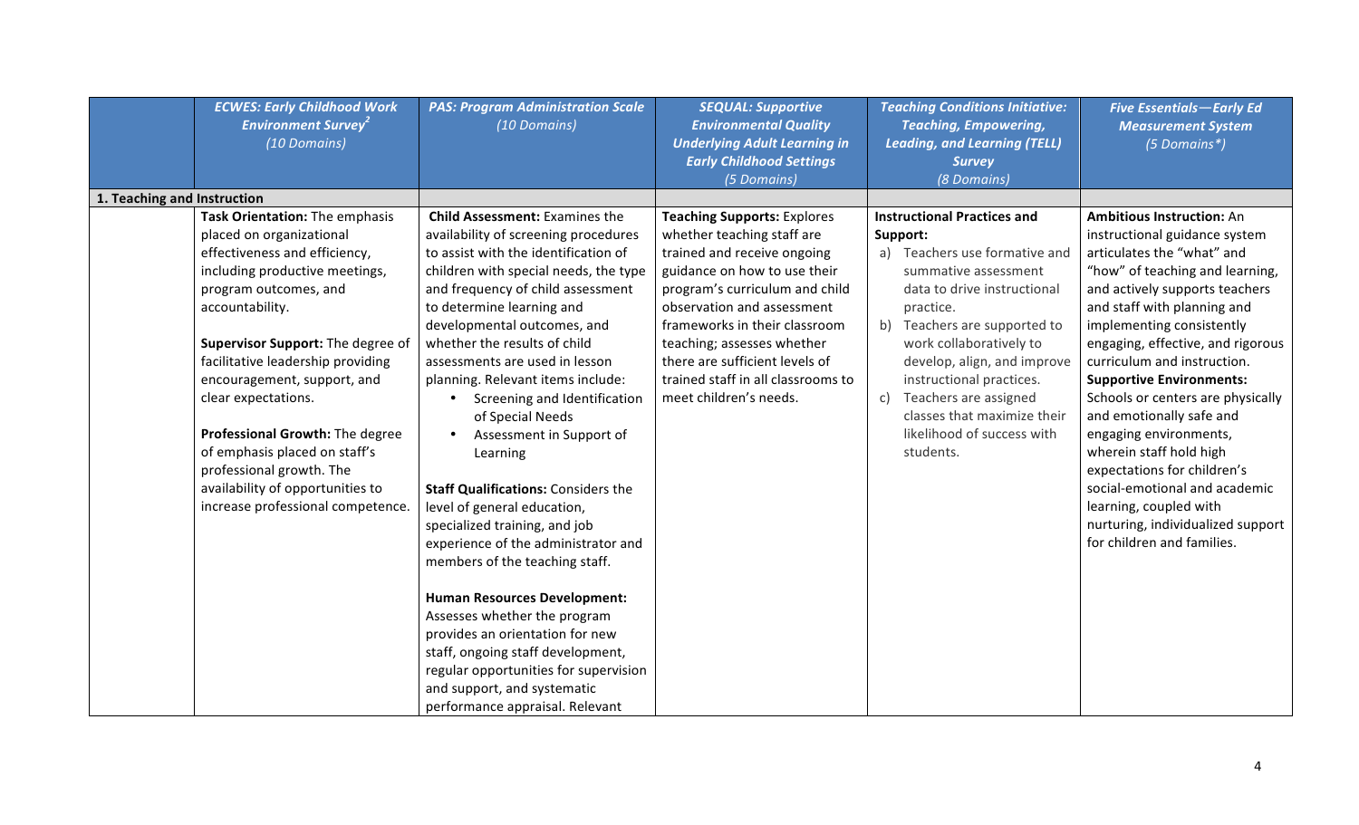| | *ECWES: Early Childhood Work Environment Survey*[2] *(10 Domains)* | *PAS: Program Administration Scale (10 Domains)* | *SEQUAL: Supportive Environmental Quality Underlying Adult Learning in Early Childhood Settings (5 Domains)* | *Teaching Conditions Initiative: Teaching, Empowering, Leading, and Learning (TELL) Survey (8 Domains)* | *Five Essentials—Early Ed Measurement System (5 Domains\*)* |
|---|---|---|---|---|---|
| **1. Teaching and Instruction** | | | | | |
| | **Task Orientation:** The emphasis placed on organizational effectiveness and efficiency, including productive meetings, program outcomes, and accountability.<br><br>**Supervisor Support:** The degree of facilitative leadership providing encouragement, support, and clear expectations.<br><br>**Professional Growth:** The degree of emphasis placed on staff's professional growth. The availability of opportunities to increase professional competence. | **Child Assessment:** Examines the availability of screening procedures to assist with the identification of children with special needs, the type and frequency of child assessment to determine learning and developmental outcomes, and whether the results of child assessments are used in lesson planning. Relevant items include:<br>• Screening and Identification of Special Needs<br>• Assessment in Support of Learning<br><br>**Staff Qualifications:** Considers the level of general education, specialized training, and job experience of the administrator and members of the teaching staff.<br><br>**Human Resources Development:** Assesses whether the program provides an orientation for new staff, ongoing staff development, regular opportunities for supervision and support, and systematic performance appraisal. Relevant | **Teaching Supports:** Explores whether teaching staff are trained and receive ongoing guidance on how to use their program's curriculum and child observation and assessment frameworks in their classroom teaching; assesses whether there are sufficient levels of trained staff in all classrooms to meet children's needs. | **Instructional Practices and Support:**<br>a) Teachers use formative and summative assessment data to drive instructional practice.<br>b) Teachers are supported to work collaboratively to develop, align, and improve instructional practices.<br>c) Teachers are assigned classes that maximize their likelihood of success with students. | **Ambitious Instruction:** An instructional guidance system articulates the "what" and "how" of teaching and learning, and actively supports teachers and staff with planning and implementing consistently engaging, effective, and rigorous curriculum and instruction.<br>**Supportive Environments:** Schools or centers are physically and emotionally safe and engaging environments, wherein staff hold high expectations for children's social-emotional and academic learning, coupled with nurturing, individualized support for children and families. |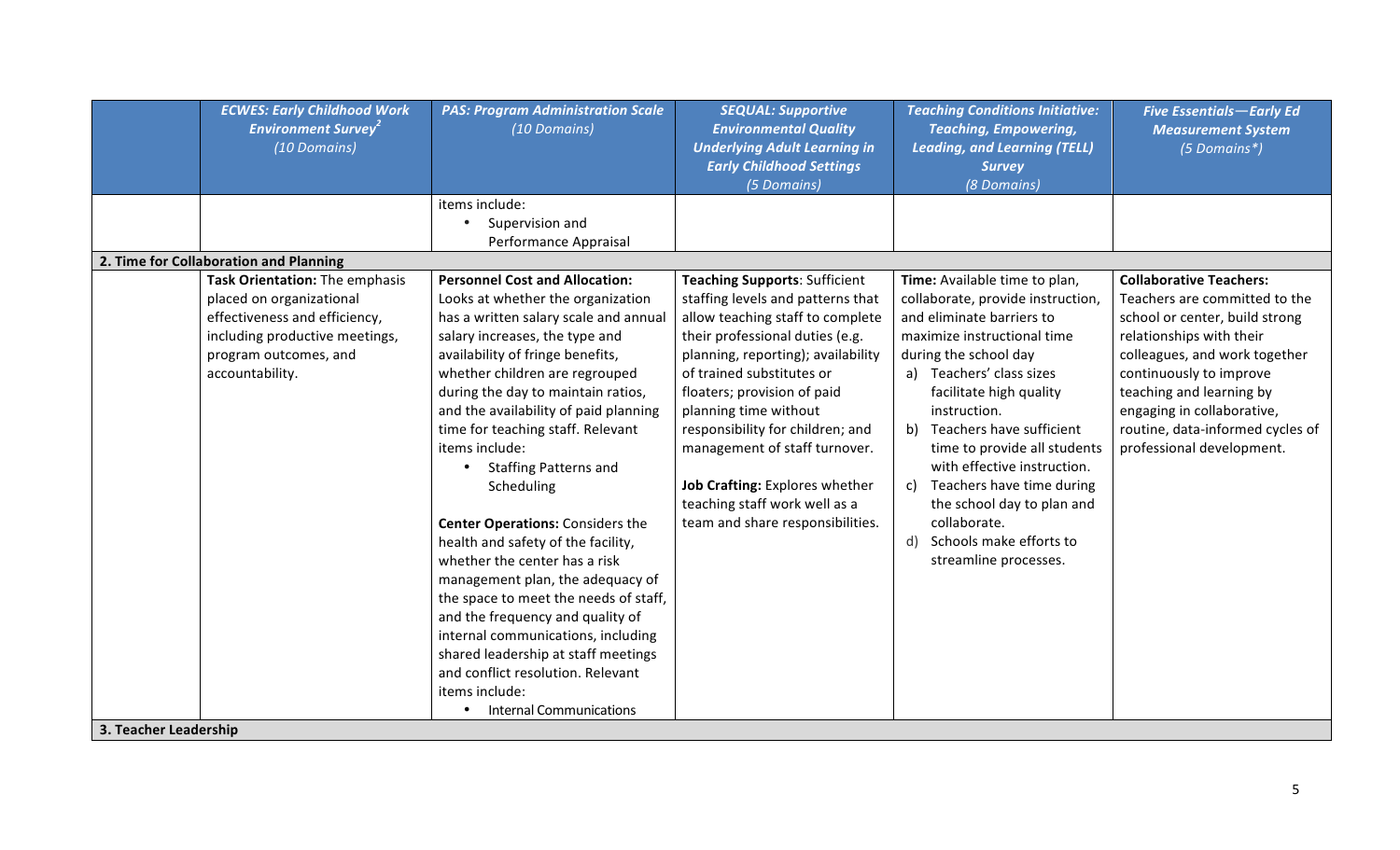| | *ECWES: Early Childhood Work Environment Survey*[2] *(10 Domains)* | *PAS: Program Administration Scale (10 Domains)* | *SEQUAL: Supportive Environmental Quality Underlying Adult Learning in Early Childhood Settings (5 Domains)* | *Teaching Conditions Initiative: Teaching, Empowering, Leading, and Learning (TELL) Survey (8 Domains)* | *Five Essentials—Early Ed Measurement System (5 Domains*)* |
|---|---|---|---|---|---|
| | | items include:<br>• Supervision and Performance Appraisal | | | |
| **2. Time for Collaboration and Planning** | | | | | |
| | **Task Orientation:** The emphasis placed on organizational effectiveness and efficiency, including productive meetings, program outcomes, and accountability. | **Personnel Cost and Allocation:** Looks at whether the organization has a written salary scale and annual salary increases, the type and availability of fringe benefits, whether children are regrouped during the day to maintain ratios, and the availability of paid planning time for teaching staff. Relevant items include:<br>• Staffing Patterns and Scheduling<br><br>**Center Operations:** Considers the health and safety of the facility, whether the center has a risk management plan, the adequacy of the space to meet the needs of staff, and the frequency and quality of internal communications, including shared leadership at staff meetings and conflict resolution. Relevant items include:<br>• Internal Communications | **Teaching Supports**: Sufficient staffing levels and patterns that allow teaching staff to complete their professional duties (e.g. planning, reporting); availability of trained substitutes or floaters; provision of paid planning time without responsibility for children; and management of staff turnover.<br><br>**Job Crafting:** Explores whether teaching staff work well as a team and share responsibilities. | **Time:** Available time to plan, collaborate, provide instruction, and eliminate barriers to maximize instructional time during the school day<br>a) Teachers' class sizes facilitate high quality instruction.<br>b) Teachers have sufficient time to provide all students with effective instruction.<br>c) Teachers have time during the school day to plan and collaborate.<br>d) Schools make efforts to streamline processes. | **Collaborative Teachers:** Teachers are committed to the school or center, build strong relationships with their colleagues, and work together continuously to improve teaching and learning by engaging in collaborative, routine, data-informed cycles of professional development. |
| **3. Teacher Leadership** | | | | | |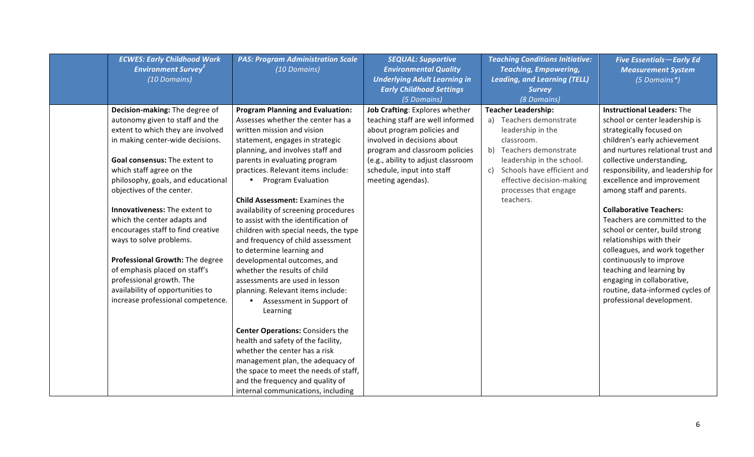| | *ECWES: Early Childhood Work Environment Survey*[2] *(10 Domains)* | *PAS: Program Administration Scale (10 Domains)* | *SEQUAL: Supportive Environmental Quality Underlying Adult Learning in Early Childhood Settings (5 Domains)* | *Teaching Conditions Initiative: Teaching, Empowering, Leading, and Learning (TELL) Survey (8 Domains)* | *Five Essentials—Early Ed Measurement System (5 Domains*)* |
|---|---|---|---|---|---|
| | **Decision-making:** The degree of autonomy given to staff and the extent to which they are involved in making center-wide decisions.<br><br>**Goal consensus:** The extent to which staff agree on the philosophy, goals, and educational objectives of the center.<br><br>**Innovativeness:** The extent to which the center adapts and encourages staff to find creative ways to solve problems.<br><br>**Professional Growth:** The degree of emphasis placed on staff's professional growth. The availability of opportunities to increase professional competence. | **Program Planning and Evaluation:** Assesses whether the center has a written mission and vision statement, engages in strategic planning, and involves staff and parents in evaluating program practices. Relevant items include:<br>• Program Evaluation<br><br>**Child Assessment:** Examines the availability of screening procedures to assist with the identification of children with special needs, the type and frequency of child assessment to determine learning and developmental outcomes, and whether the results of child assessments are used in lesson planning. Relevant items include:<br>• Assessment in Support of Learning<br><br>**Center Operations:** Considers the health and safety of the facility, whether the center has a risk management plan, the adequacy of the space to meet the needs of staff, and the frequency and quality of internal communications, including | **Job Crafting**: Explores whether teaching staff are well informed about program policies and involved in decisions about program and classroom policies (e.g., ability to adjust classroom schedule, input into staff meeting agendas). | **Teacher Leadership:**<br>a) Teachers demonstrate leadership in the classroom.<br>b) Teachers demonstrate leadership in the school.<br>c) Schools have efficient and effective decision-making processes that engage teachers. | **Instructional Leaders:** The school or center leadership is strategically focused on children's early achievement and nurtures relational trust and collective understanding, responsibility, and leadership for excellence and improvement among staff and parents.<br><br>**Collaborative Teachers:** Teachers are committed to the school or center, build strong relationships with their colleagues, and work together continuously to improve teaching and learning by engaging in collaborative, routine, data-informed cycles of professional development. |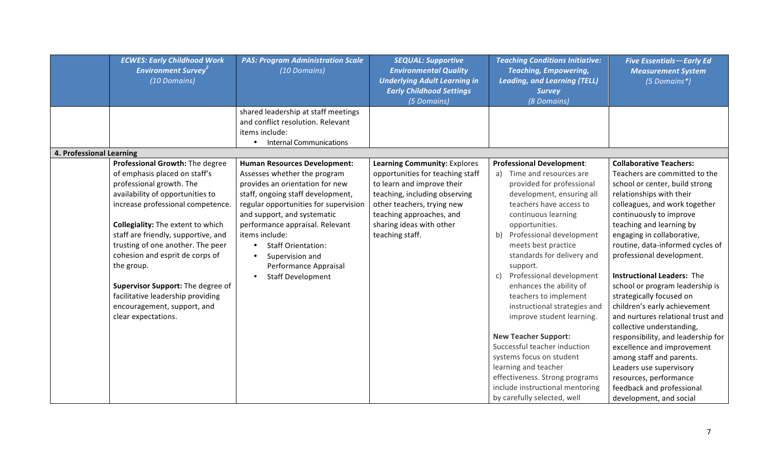| | *ECWES: Early Childhood Work Environment Survey*[2] *(10 Domains)* | *PAS: Program Administration Scale* *(10 Domains)* | *SEQUAL: Supportive Environmental Quality Underlying Adult Learning in Early Childhood Settings* *(5 Domains)* | *Teaching Conditions Initiative: Teaching, Empowering, Leading, and Learning (TELL) Survey* *(8 Domains)* | *Five Essentials—Early Ed Measurement System* *(5 Domains*)* |
|---|---|---|---|---|---|
| | | shared leadership at staff meetings and conflict resolution. Relevant items include: <br>• Internal Communications | | | |
| **4. Professional Learning** | | | | | |
| | **Professional Growth:** The degree of emphasis placed on staff's professional growth. The availability of opportunities to increase professional competence. <br><br>**Collegiality:** The extent to which staff are friendly, supportive, and trusting of one another. The peer cohesion and esprit de corps of the group. <br><br>**Supervisor Support:** The degree of facilitative leadership providing encouragement, support, and clear expectations. | **Human Resources Development:** Assesses whether the program provides an orientation for new staff, ongoing staff development, regular opportunities for supervision and support, and systematic performance appraisal. Relevant items include: <br>• Staff Orientation: <br>• Supervision and Performance Appraisal <br>• Staff Development | **Learning Community:** Explores opportunities for teaching staff to learn and improve their teaching, including observing other teachers, trying new teaching approaches, and sharing ideas with other teaching staff. | **Professional Development**: <br>a) Time and resources are provided for professional development, ensuring all teachers have access to continuous learning opportunities. <br>b) Professional development meets best practice standards for delivery and support. <br>c) Professional development enhances the ability of teachers to implement instructional strategies and improve student learning. <br><br>**New Teacher Support:** Successful teacher induction systems focus on student learning and teacher effectiveness. Strong programs include instructional mentoring by carefully selected, well | **Collaborative Teachers:** Teachers are committed to the school or center, build strong relationships with their colleagues, and work together continuously to improve teaching and learning by engaging in collaborative, routine, data-informed cycles of professional development. <br><br>**Instructional Leaders:** The school or program leadership is strategically focused on children's early achievement and nurtures relational trust and collective understanding, responsibility, and leadership for excellence and improvement among staff and parents. Leaders use supervisory resources, performance feedback and professional development, and social |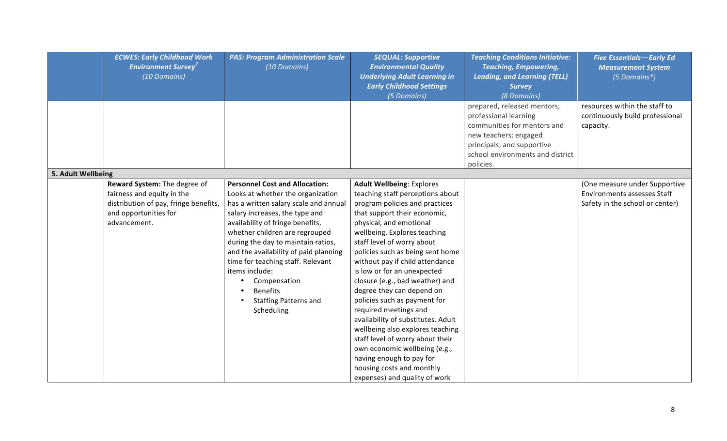| | *ECWES: Early Childhood Work Environment Survey*[2] *(10 Domains)* | *PAS: Program Administration Scale (10 Domains)* | *SEQUAL: Supportive Environmental Quality Underlying Adult Learning in Early Childhood Settings (5 Domains)* | *Teaching Conditions Initiative: Teaching, Empowering, Leading, and Learning (TELL) Survey (8 Domains)* | *Five Essentials—Early Ed Measurement System (5 Domains*)* |
|---|---|---|---|---|---|
| | | | | prepared, released mentors; professional learning communities for mentors and new teachers; engaged principals; and supportive school environments and district policies. | resources within the staff to continuously build professional capacity. |
| **5. Adult Wellbeing** | | | | | |
| | **Reward System:** The degree of fairness and equity in the distribution of pay, fringe benefits, and opportunities for advancement. | **Personnel Cost and Allocation:** Looks at whether the organization has a written salary scale and annual salary increases, the type and availability of fringe benefits, whether children are regrouped during the day to maintain ratios, and the availability of paid planning time for teaching staff. Relevant items include: <br>• Compensation <br>• Benefits <br>• Staffing Patterns and Scheduling | **Adult Wellbeing**: Explores teaching staff perceptions about program policies and practices that support their economic, physical, and emotional wellbeing. Explores teaching staff level of worry about policies such as being sent home without pay if child attendance is low or for an unexpected closure (e.g., bad weather) and degree they can depend on policies such as payment for required meetings and availability of substitutes. Adult wellbeing also explores teaching staff level of worry about their own economic wellbeing (e.g., having enough to pay for housing costs and monthly expenses) and quality of work | | (One measure under Supportive Environments assesses Staff Safety in the school or center) |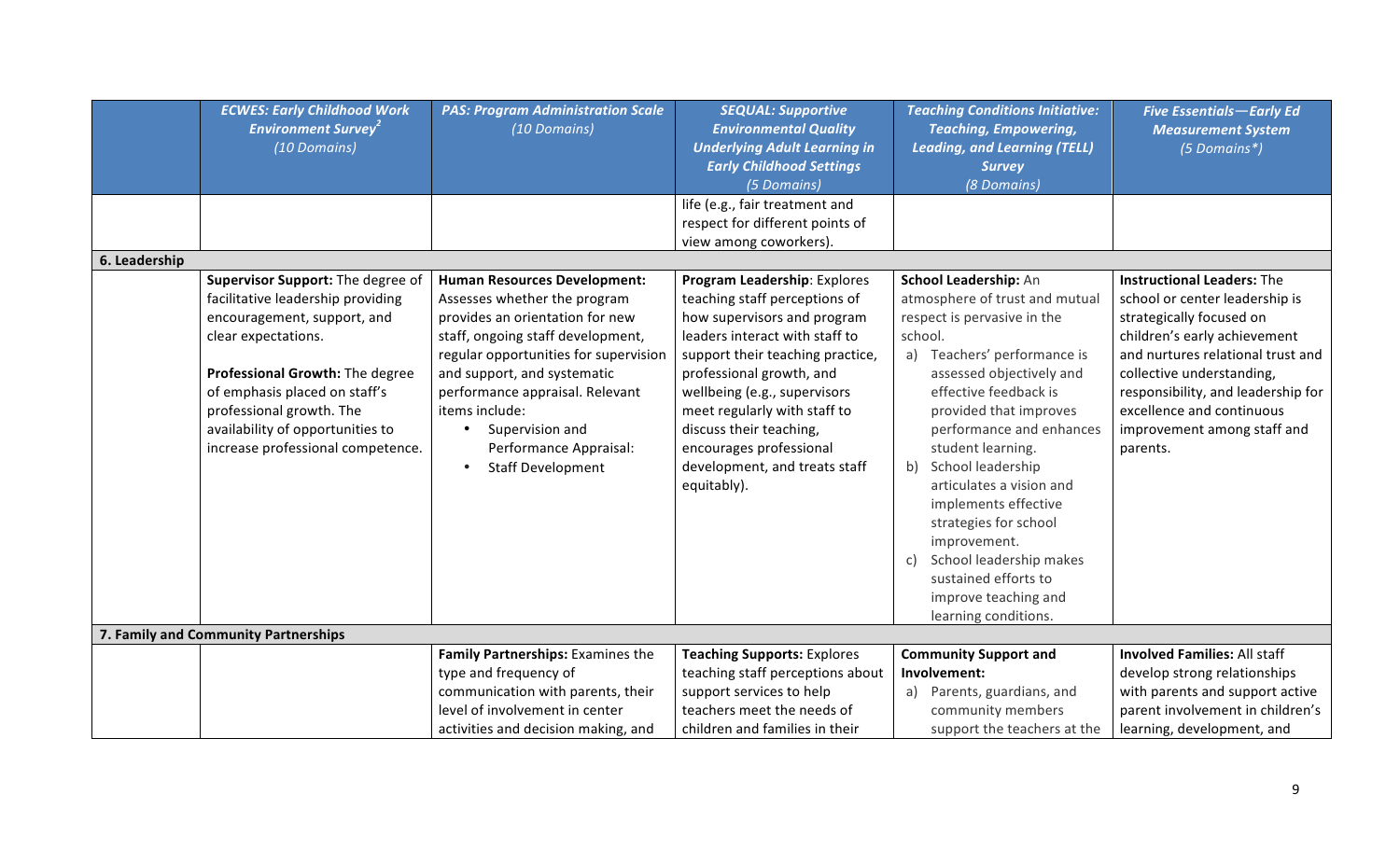| | *ECWES: Early Childhood Work Environment Survey*[2] *(10 Domains)* | *PAS: Program Administration Scale (10 Domains)* | *SEQUAL: Supportive Environmental Quality Underlying Adult Learning in Early Childhood Settings (5 Domains)* | *Teaching Conditions Initiative: Teaching, Empowering, Leading, and Learning (TELL) Survey (8 Domains)* | *Five Essentials—Early Ed Measurement System (5 Domains\*)* |
|---|---|---|---|---|---|
| | | | life (e.g., fair treatment and respect for different points of view among coworkers). | | |
| **6. Leadership** | | | | | |
| | **Supervisor Support:** The degree of facilitative leadership providing encouragement, support, and clear expectations.<br><br>**Professional Growth:** The degree of emphasis placed on staff's professional growth. The availability of opportunities to increase professional competence. | **Human Resources Development:** Assesses whether the program provides an orientation for new staff, ongoing staff development, regular opportunities for supervision and support, and systematic performance appraisal. Relevant items include:<br>• Supervision and Performance Appraisal:<br>• Staff Development | **Program Leadership**: Explores teaching staff perceptions of how supervisors and program leaders interact with staff to support their teaching practice, professional growth, and wellbeing (e.g., supervisors meet regularly with staff to discuss their teaching, encourages professional development, and treats staff equitably). | **School Leadership:** An atmosphere of trust and mutual respect is pervasive in the school.<br>a) Teachers' performance is assessed objectively and effective feedback is provided that improves performance and enhances student learning.<br>b) School leadership articulates a vision and implements effective strategies for school improvement.<br>c) School leadership makes sustained efforts to improve teaching and learning conditions. | **Instructional Leaders:** The school or center leadership is strategically focused on children's early achievement and nurtures relational trust and collective understanding, responsibility, and leadership for excellence and continuous improvement among staff and parents. |
| **7. Family and Community Partnerships** | | | | | |
| | | **Family Partnerships:** Examines the type and frequency of communication with parents, their level of involvement in center activities and decision making, and | **Teaching Supports:** Explores teaching staff perceptions about support services to help teachers meet the needs of children and families in their | **Community Support and Involvement:**<br>a) Parents, guardians, and community members support the teachers at the | **Involved Families:** All staff develop strong relationships with parents and support active parent involvement in children's learning, development, and |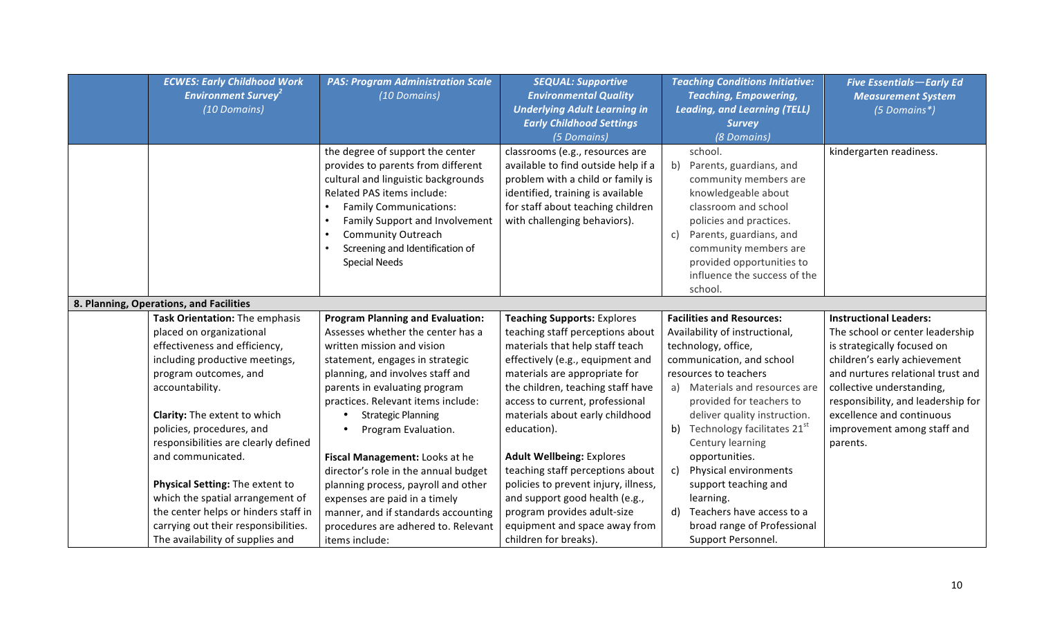| | *ECWES: Early Childhood Work Environment Survey[2]* *(10 Domains)* | *PAS: Program Administration Scale* *(10 Domains)* | *SEQUAL: Supportive Environmental Quality Underlying Adult Learning in Early Childhood Settings* *(5 Domains)* | *Teaching Conditions Initiative: Teaching, Empowering, Leading, and Learning (TELL) Survey* *(8 Domains)* | *Five Essentials—Early Ed Measurement System* *(5 Domains\*)* |
|---|---|---|---|---|---|
| | | the degree of support the center provides to parents from different cultural and linguistic backgrounds Related PAS items include: • Family Communications: • Family Support and Involvement • Community Outreach • Screening and Identification of Special Needs | classrooms (e.g., resources are available to find outside help if a problem with a child or family is identified, training is available for staff about teaching children with challenging behaviors). | school. b) Parents, guardians, and community members are knowledgeable about classroom and school policies and practices. c) Parents, guardians, and community members are provided opportunities to influence the success of the school. | kindergarten readiness. |
| **8. Planning, Operations, and Facilities** | | | | | |
| | **Task Orientation:** The emphasis placed on organizational effectiveness and efficiency, including productive meetings, program outcomes, and accountability. **Clarity:** The extent to which policies, procedures, and responsibilities are clearly defined and communicated. **Physical Setting:** The extent to which the spatial arrangement of the center helps or hinders staff in carrying out their responsibilities. The availability of supplies and | **Program Planning and Evaluation:** Assesses whether the center has a written mission and vision statement, engages in strategic planning, and involves staff and parents in evaluating program practices. Relevant items include: • Strategic Planning • Program Evaluation. **Fiscal Management:** Looks at he director's role in the annual budget planning process, payroll and other expenses are paid in a timely manner, and if standards accounting procedures are adhered to. Relevant items include: | **Teaching Supports:** Explores teaching staff perceptions about materials that help staff teach effectively (e.g., equipment and materials are appropriate for the children, teaching staff have access to current, professional materials about early childhood education). **Adult Wellbeing:** Explores teaching staff perceptions about policies to prevent injury, illness, and support good health (e.g., program provides adult-size equipment and space away from children for breaks). | **Facilities and Resources:** Availability of instructional, technology, office, communication, and school resources to teachers a) Materials and resources are provided for teachers to deliver quality instruction. b) Technology facilitates 21st Century learning opportunities. c) Physical environments support teaching and learning. d) Teachers have access to a broad range of Professional Support Personnel. | **Instructional Leaders:** The school or center leadership is strategically focused on children's early achievement and nurtures relational trust and collective understanding, responsibility, and leadership for excellence and continuous improvement among staff and parents. |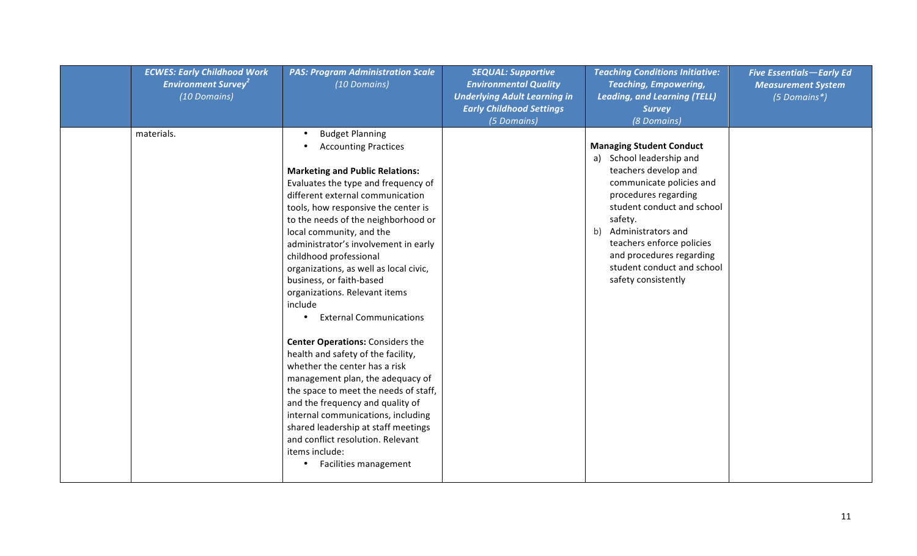| | *ECWES: Early Childhood Work Environment Survey[2] (10 Domains)* | *PAS: Program Administration Scale (10 Domains)* | *SEQUAL: Supportive Environmental Quality Underlying Adult Learning in Early Childhood Settings (5 Domains)* | *Teaching Conditions Initiative: Teaching, Empowering, Leading, and Learning (TELL) Survey (8 Domains)* | *Five Essentials—Early Ed Measurement System (5 Domains*)* |
|---|---|---|---|---|---|
| | materials. | • Budget Planning<br>• Accounting Practices<br><br>**Marketing and Public Relations:** Evaluates the type and frequency of different external communication tools, how responsive the center is to the needs of the neighborhood or local community, and the administrator's involvement in early childhood professional organizations, as well as local civic, business, or faith-based organizations. Relevant items include<br>• External Communications<br><br>**Center Operations:** Considers the health and safety of the facility, whether the center has a risk management plan, the adequacy of the space to meet the needs of staff, and the frequency and quality of internal communications, including shared leadership at staff meetings and conflict resolution. Relevant items include:<br>• Facilities management | | **Managing Student Conduct**<br>a) School leadership and teachers develop and communicate policies and procedures regarding student conduct and school safety.<br>b) Administrators and teachers enforce policies and procedures regarding student conduct and school safety consistently | |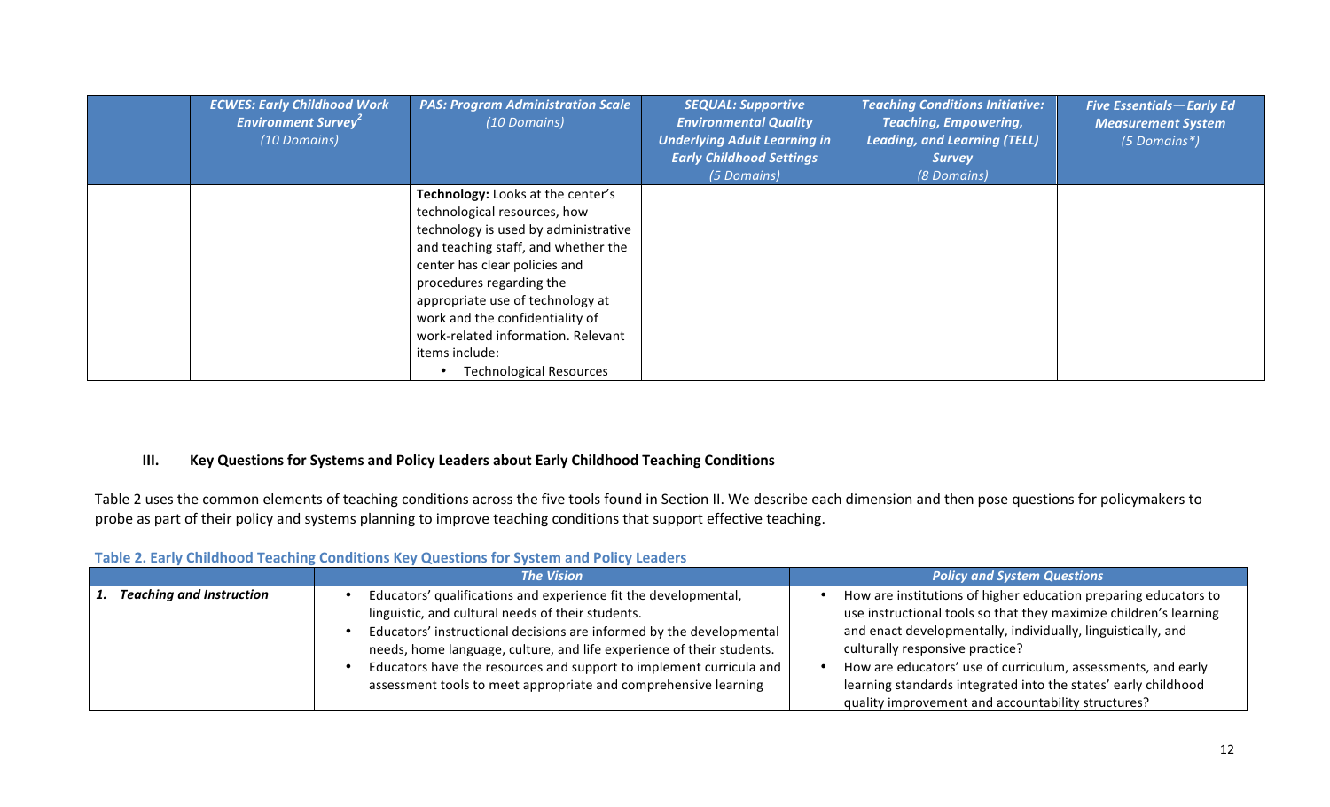| | *ECWES: Early Childhood Work Environment Survey*[2] *(10 Domains)* | *PAS: Program Administration Scale* *(10 Domains)* | *SEQUAL: Supportive Environmental Quality Underlying Adult Learning in Early Childhood Settings* *(5 Domains)* | *Teaching Conditions Initiative: Teaching, Empowering, Leading, and Learning (TELL) Survey* *(8 Domains)* | *Five Essentials—Early Ed Measurement System* *(5 Domains*)* |
|---|---|---|---|---|---|
| | | **Technology:** Looks at the center's technological resources, how technology is used by administrative and teaching staff, and whether the center has clear policies and procedures regarding the appropriate use of technology at work and the confidentiality of work-related information. Relevant items include: • Technological Resources | | | |

## III. Key Questions for Systems and Policy Leaders about Early Childhood Teaching Conditions

Table 2 uses the common elements of teaching conditions across the five tools found in Section II. We describe each dimension and then pose questions for policymakers to probe as part of their policy and systems planning to improve teaching conditions that support effective teaching.

**Table 2. Early Childhood Teaching Conditions Key Questions for System and Policy Leaders**

| | *The Vision* | *Policy and System Questions* |
|---|---|---|
| ***1. Teaching and Instruction*** | • Educators' qualifications and experience fit the developmental, linguistic, and cultural needs of their students. • Educators' instructional decisions are informed by the developmental needs, home language, culture, and life experience of their students. • Educators have the resources and support to implement curricula and assessment tools to meet appropriate and comprehensive learning | • How are institutions of higher education preparing educators to use instructional tools so that they maximize children's learning and enact developmentally, individually, linguistically, and culturally responsive practice? • How are educators' use of curriculum, assessments, and early learning standards integrated into the states' early childhood quality improvement and accountability structures? |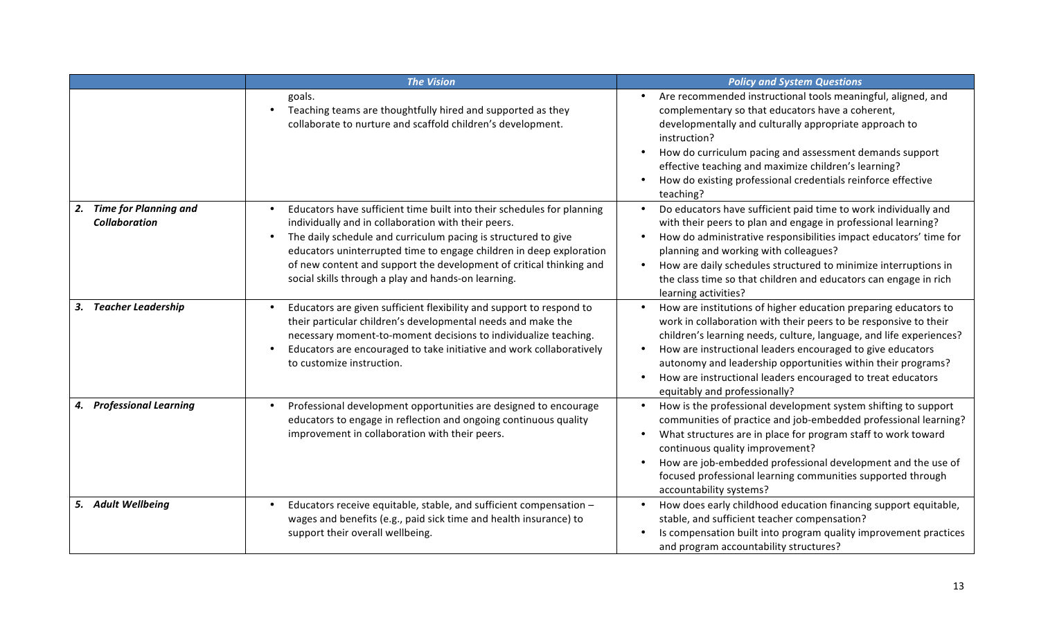| | *The Vision* | *Policy and System Questions* |
|---|---|---|
| | goals.<br>• Teaching teams are thoughtfully hired and supported as they collaborate to nurture and scaffold children's development. | • Are recommended instructional tools meaningful, aligned, and complementary so that educators have a coherent, developmentally and culturally appropriate approach to instruction?<br>• How do curriculum pacing and assessment demands support effective teaching and maximize children's learning?<br>• How do existing professional credentials reinforce effective teaching? |
| ***2. Time for Planning and Collaboration*** | • Educators have sufficient time built into their schedules for planning individually and in collaboration with their peers.<br>• The daily schedule and curriculum pacing is structured to give educators uninterrupted time to engage children in deep exploration of new content and support the development of critical thinking and social skills through a play and hands-on learning. | • Do educators have sufficient paid time to work individually and with their peers to plan and engage in professional learning?<br>• How do administrative responsibilities impact educators' time for planning and working with colleagues?<br>• How are daily schedules structured to minimize interruptions in the class time so that children and educators can engage in rich learning activities? |
| ***3. Teacher Leadership*** | • Educators are given sufficient flexibility and support to respond to their particular children's developmental needs and make the necessary moment-to-moment decisions to individualize teaching.<br>• Educators are encouraged to take initiative and work collaboratively to customize instruction. | • How are institutions of higher education preparing educators to work in collaboration with their peers to be responsive to their children's learning needs, culture, language, and life experiences?<br>• How are instructional leaders encouraged to give educators autonomy and leadership opportunities within their programs?<br>• How are instructional leaders encouraged to treat educators equitably and professionally? |
| ***4. Professional Learning*** | • Professional development opportunities are designed to encourage educators to engage in reflection and ongoing continuous quality improvement in collaboration with their peers. | • How is the professional development system shifting to support communities of practice and job-embedded professional learning?<br>• What structures are in place for program staff to work toward continuous quality improvement?<br>• How are job-embedded professional development and the use of focused professional learning communities supported through accountability systems? |
| ***5. Adult Wellbeing*** | • Educators receive equitable, stable, and sufficient compensation – wages and benefits (e.g., paid sick time and health insurance) to support their overall wellbeing. | • How does early childhood education financing support equitable, stable, and sufficient teacher compensation?<br>• Is compensation built into program quality improvement practices and program accountability structures? |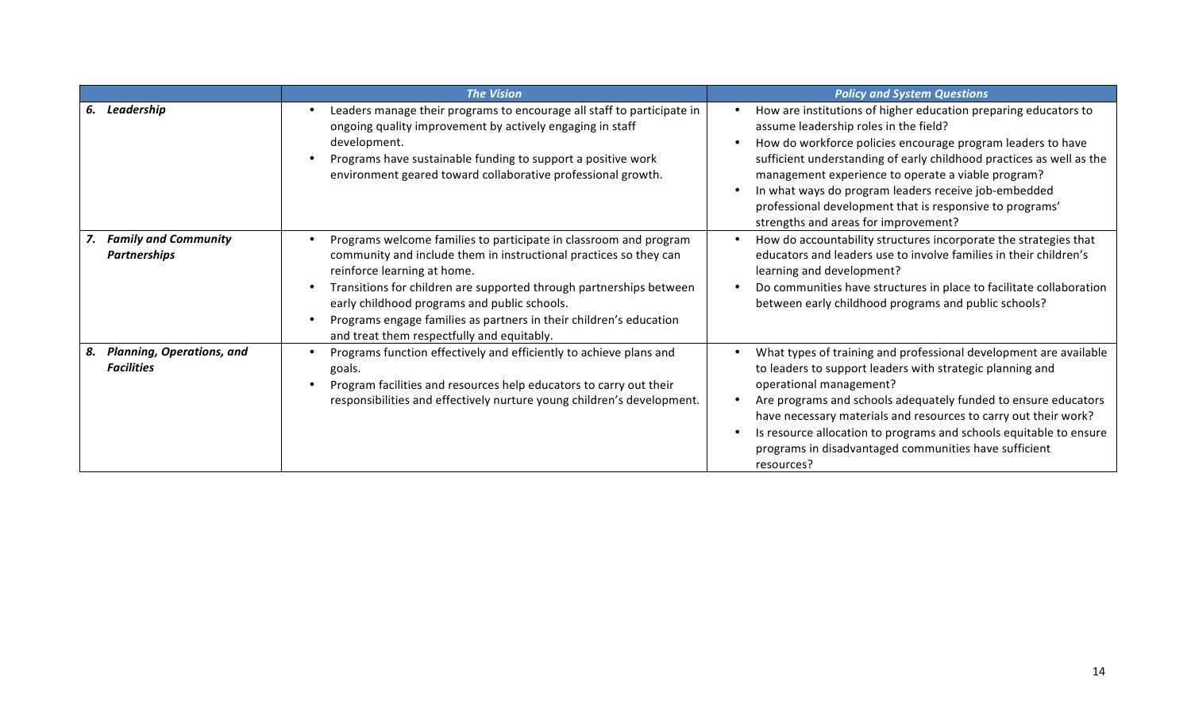| | *The Vision* | *Policy and System Questions* |
|---|---|---|
| ***6. Leadership*** | • Leaders manage their programs to encourage all staff to participate in ongoing quality improvement by actively engaging in staff development.<br>• Programs have sustainable funding to support a positive work environment geared toward collaborative professional growth. | • How are institutions of higher education preparing educators to assume leadership roles in the field?<br>• How do workforce policies encourage program leaders to have sufficient understanding of early childhood practices as well as the management experience to operate a viable program?<br>• In what ways do program leaders receive job-embedded professional development that is responsive to programs' strengths and areas for improvement? |
| ***7. Family and Community Partnerships*** | • Programs welcome families to participate in classroom and program community and include them in instructional practices so they can reinforce learning at home.<br>• Transitions for children are supported through partnerships between early childhood programs and public schools.<br>• Programs engage families as partners in their children's education and treat them respectfully and equitably. | • How do accountability structures incorporate the strategies that educators and leaders use to involve families in their children's learning and development?<br>• Do communities have structures in place to facilitate collaboration between early childhood programs and public schools? |
| ***8. Planning, Operations, and Facilities*** | • Programs function effectively and efficiently to achieve plans and goals.<br>• Program facilities and resources help educators to carry out their responsibilities and effectively nurture young children's development. | • What types of training and professional development are available to leaders to support leaders with strategic planning and operational management?<br>• Are programs and schools adequately funded to ensure educators have necessary materials and resources to carry out their work?<br>• Is resource allocation to programs and schools equitable to ensure programs in disadvantaged communities have sufficient resources? |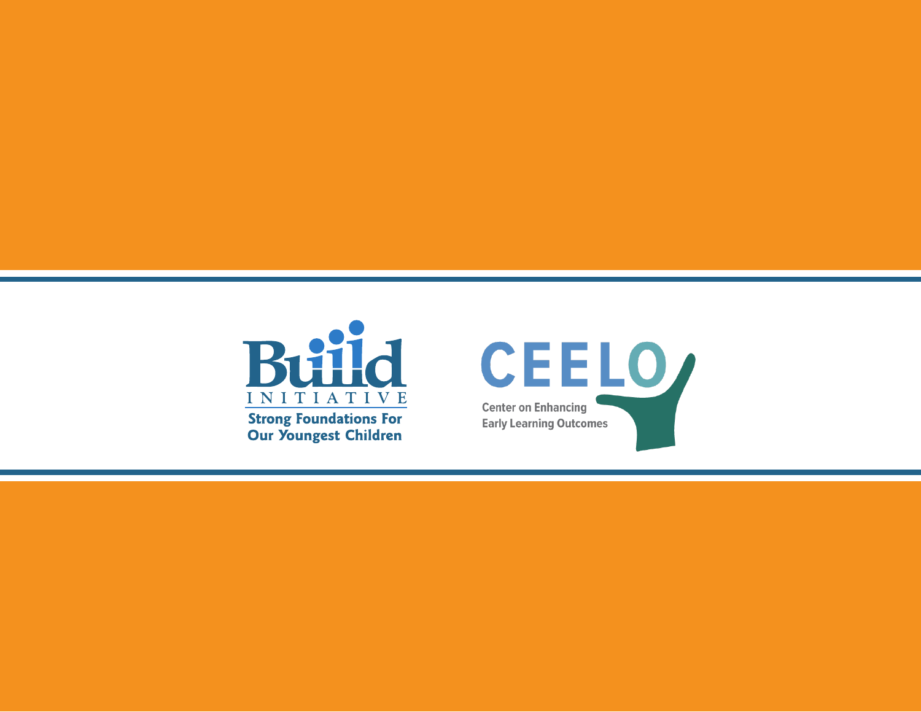Build INITIATIVE

Strong Foundations For Our Youngest Children

CEELO

Center on Enhancing Early Learning Outcomes